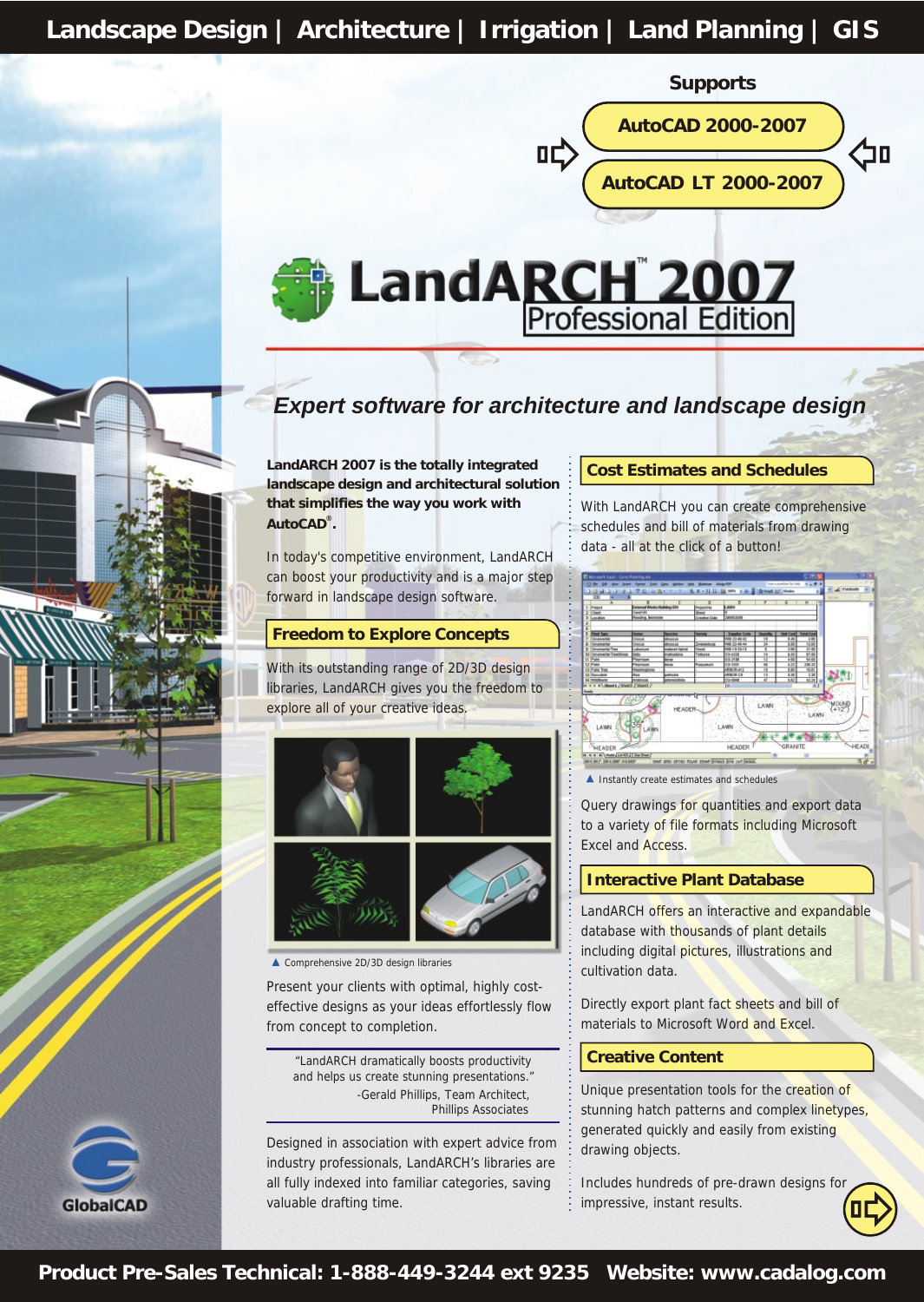Landscape Design | Architecture | Irrigation | Land Planning | GIS

**Supports**

**AutoCAD 2000-2007**

**AutoCAD LT 2000-2007**

# LandARCH™ 2007 Professional Edition

## *Expert software for architecture and landscape design*

**LandARCH 2007 is the totally integrated landscape design and architectural solution that simplifies the way you work with AutoCAD®.**

In today's competitive environment, LandARCH can boost your productivity and is a major step forward in landscape design software.

### Freedom to Explore Concepts

With its outstanding range of 2D/3D design libraries, LandARCH gives you the freedom to explore all of your creative ideas.

▲ Comprehensive 2D/3D design libraries

Present your clients with optimal, highly cost-effective designs as your ideas effortlessly flow from concept to completion.

> "LandARCH dramatically boosts productivity and helps us create stunning presentations."
> -Gerald Phillips, Team Architect, Phillips Associates

Designed in association with expert advice from industry professionals, LandARCH's libraries are all fully indexed into familiar categories, saving valuable drafting time.

### Cost Estimates and Schedules

With LandARCH you can create comprehensive schedules and bill of materials from drawing data - all at the click of a button!

▲ Instantly create estimates and schedules

Query drawings for quantities and export data to a variety of file formats including Microsoft Excel and Access.

### Interactive Plant Database

LandARCH offers an interactive and expandable database with thousands of plant details including digital pictures, illustrations and cultivation data.

Directly export plant fact sheets and bill of materials to Microsoft Word and Excel.

### Creative Content

Unique presentation tools for the creation of stunning hatch patterns and complex linetypes, generated quickly and easily from existing drawing objects.

Includes hundreds of pre-drawn designs for impressive, instant results.

GlobalCAD

**Product Pre-Sales Technical: 1-888-449-3244 ext 9235 Website: www.cadalog.com**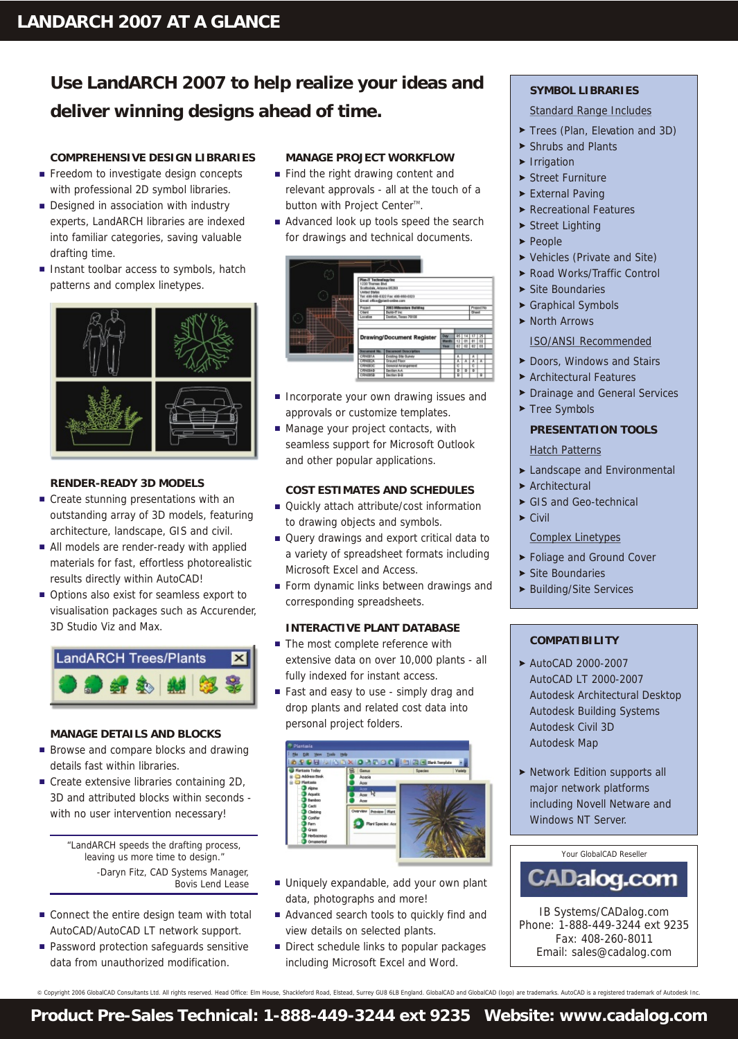# LANDARCH 2007 AT A GLANCE

## Use LandARCH 2007 to help realize your ideas and deliver winning designs ahead of time.

### COMPREHENSIVE DESIGN LIBRARIES

- Freedom to investigate design concepts with professional 2D symbol libraries.
- Designed in association with industry experts, LandARCH libraries are indexed into familiar categories, saving valuable drafting time.
- Instant toolbar access to symbols, hatch patterns and complex linetypes.

### RENDER-READY 3D MODELS

- Create stunning presentations with an outstanding array of 3D models, featuring architecture, landscape, GIS and civil.
- All models are render-ready with applied materials for fast, effortless photorealistic results directly within AutoCAD!
- Options also exist for seamless export to visualisation packages such as Accurender, 3D Studio Viz and Max.

LandARCH Trees/Plants

### MANAGE DETAILS AND BLOCKS

- Browse and compare blocks and drawing details fast within libraries.
- Create extensive libraries containing 2D, 3D and attributed blocks within seconds - with no user intervention necessary!

> "LandARCH speeds the drafting process, leaving us more time to design."
>
> -Daryn Fitz, CAD Systems Manager, Bovis Lend Lease

- Connect the entire design team with total AutoCAD/AutoCAD LT network support.
- Password protection safeguards sensitive data from unauthorized modification.

### MANAGE PROJECT WORKFLOW

- Find the right drawing content and relevant approvals - all at the touch of a button with Project Center™.
- Advanced look up tools speed the search for drawings and technical documents.
- Incorporate your own drawing issues and approvals or customize templates.
- Manage your project contacts, with seamless support for Microsoft Outlook and other popular applications.

### COST ESTIMATES AND SCHEDULES

- Quickly attach attribute/cost information to drawing objects and symbols.
- Query drawings and export critical data to a variety of spreadsheet formats including Microsoft Excel and Access.
- Form dynamic links between drawings and corresponding spreadsheets.

### INTERACTIVE PLANT DATABASE

- The most complete reference with extensive data on over 10,000 plants - all fully indexed for instant access.
- Fast and easy to use - simply drag and drop plants and related cost data into personal project folders.
- Uniquely expandable, add your own plant data, photographs and more!
- Advanced search tools to quickly find and view details on selected plants.
- Direct schedule links to popular packages including Microsoft Excel and Word.

### SYMBOL LIBRARIES

Standard Range Includes

- Trees (Plan, Elevation and 3D)
- Shrubs and Plants
- Irrigation
- Street Furniture
- External Paving
- Recreational Features
- Street Lighting
- People
- Vehicles (Private and Site)
- Road Works/Traffic Control
- Site Boundaries
- Graphical Symbols
- North Arrows

ISO/ANSI Recommended

- Doors, Windows and Stairs
- Architectural Features
- Drainage and General Services
- Tree Symbols

### PRESENTATION TOOLS

Hatch Patterns

- Landscape and Environmental
- Architectural
- GIS and Geo-technical
- Civil

Complex Linetypes

- Foliage and Ground Cover
- Site Boundaries
- Building/Site Services

### COMPATIBILITY

- AutoCAD 2000-2007
  AutoCAD LT 2000-2007
  Autodesk Architectural Desktop
  Autodesk Building Systems
  Autodesk Civil 3D
  Autodesk Map
- Network Edition supports all major network platforms including Novell Netware and Windows NT Server.

Your GlobalCAD Reseller

CADalog.com

IB Systems/CADalog.com
Phone: 1-888-449-3244 ext 9235
Fax: 408-260-8011
Email: sales@cadalog.com

© Copyright 2006 GlobalCAD Consultants Ltd. All rights reserved. Head Office: Elm House, Shackleford Road, Elstead, Surrey GU8 6LB England. GlobalCAD and GlobalCAD (logo) are trademarks. AutoCAD is a registered trademark of Autodesk Inc.

**Product Pre-Sales Technical: 1-888-449-3244 ext 9235 Website: www.cadalog.com**